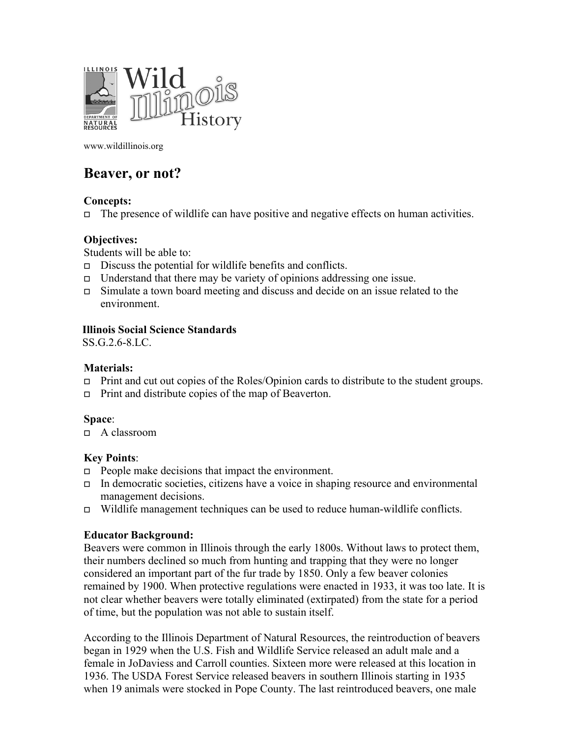Illinois Wild Illinois History

www.wildillinois.org

# Beaver, or not?

**Concepts:**

- The presence of wildlife can have positive and negative effects on human activities.

**Objectives:**

Students will be able to:

- Discuss the potential for wildlife benefits and conflicts.
- Understand that there may be variety of opinions addressing one issue.
- Simulate a town board meeting and discuss and decide on an issue related to the environment.

**Illinois Social Science Standards**

SS.G.2.6-8.LC.

**Materials:**

- Print and cut out copies of the Roles/Opinion cards to distribute to the student groups.
- Print and distribute copies of the map of Beaverton.

**Space**:

- A classroom

**Key Points**:

- People make decisions that impact the environment.
- In democratic societies, citizens have a voice in shaping resource and environmental management decisions.
- Wildlife management techniques can be used to reduce human-wildlife conflicts.

**Educator Background:**

Beavers were common in Illinois through the early 1800s. Without laws to protect them, their numbers declined so much from hunting and trapping that they were no longer considered an important part of the fur trade by 1850. Only a few beaver colonies remained by 1900. When protective regulations were enacted in 1933, it was too late. It is not clear whether beavers were totally eliminated (extirpated) from the state for a period of time, but the population was not able to sustain itself.

According to the Illinois Department of Natural Resources, the reintroduction of beavers began in 1929 when the U.S. Fish and Wildlife Service released an adult male and a female in JoDaviess and Carroll counties. Sixteen more were released at this location in 1936. The USDA Forest Service released beavers in southern Illinois starting in 1935 when 19 animals were stocked in Pope County. The last reintroduced beavers, one male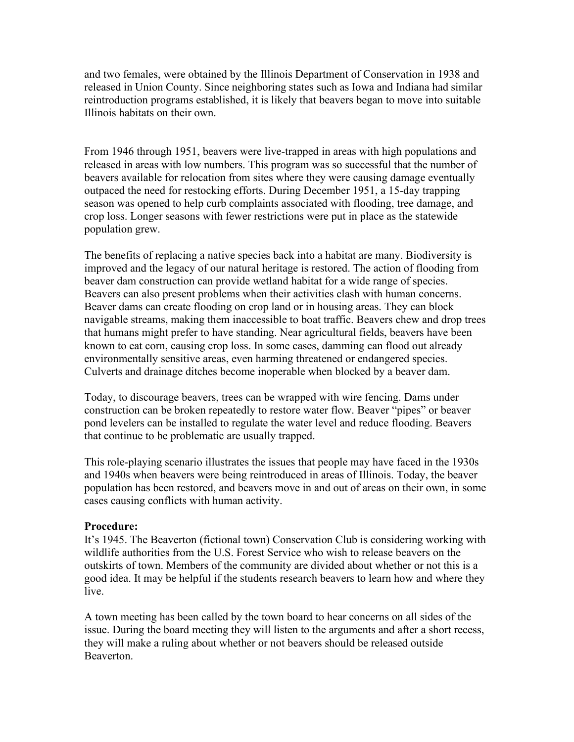and two females, were obtained by the Illinois Department of Conservation in 1938 and released in Union County. Since neighboring states such as Iowa and Indiana had similar reintroduction programs established, it is likely that beavers began to move into suitable Illinois habitats on their own.

From 1946 through 1951, beavers were live-trapped in areas with high populations and released in areas with low numbers. This program was so successful that the number of beavers available for relocation from sites where they were causing damage eventually outpaced the need for restocking efforts. During December 1951, a 15-day trapping season was opened to help curb complaints associated with flooding, tree damage, and crop loss. Longer seasons with fewer restrictions were put in place as the statewide population grew.

The benefits of replacing a native species back into a habitat are many. Biodiversity is improved and the legacy of our natural heritage is restored. The action of flooding from beaver dam construction can provide wetland habitat for a wide range of species. Beavers can also present problems when their activities clash with human concerns. Beaver dams can create flooding on crop land or in housing areas. They can block navigable streams, making them inaccessible to boat traffic. Beavers chew and drop trees that humans might prefer to have standing. Near agricultural fields, beavers have been known to eat corn, causing crop loss. In some cases, damming can flood out already environmentally sensitive areas, even harming threatened or endangered species. Culverts and drainage ditches become inoperable when blocked by a beaver dam.

Today, to discourage beavers, trees can be wrapped with wire fencing. Dams under construction can be broken repeatedly to restore water flow. Beaver "pipes" or beaver pond levelers can be installed to regulate the water level and reduce flooding. Beavers that continue to be problematic are usually trapped.

This role-playing scenario illustrates the issues that people may have faced in the 1930s and 1940s when beavers were being reintroduced in areas of Illinois. Today, the beaver population has been restored, and beavers move in and out of areas on their own, in some cases causing conflicts with human activity.

**Procedure:**
It's 1945. The Beaverton (fictional town) Conservation Club is considering working with wildlife authorities from the U.S. Forest Service who wish to release beavers on the outskirts of town. Members of the community are divided about whether or not this is a good idea. It may be helpful if the students research beavers to learn how and where they live.

A town meeting has been called by the town board to hear concerns on all sides of the issue. During the board meeting they will listen to the arguments and after a short recess, they will make a ruling about whether or not beavers should be released outside Beaverton.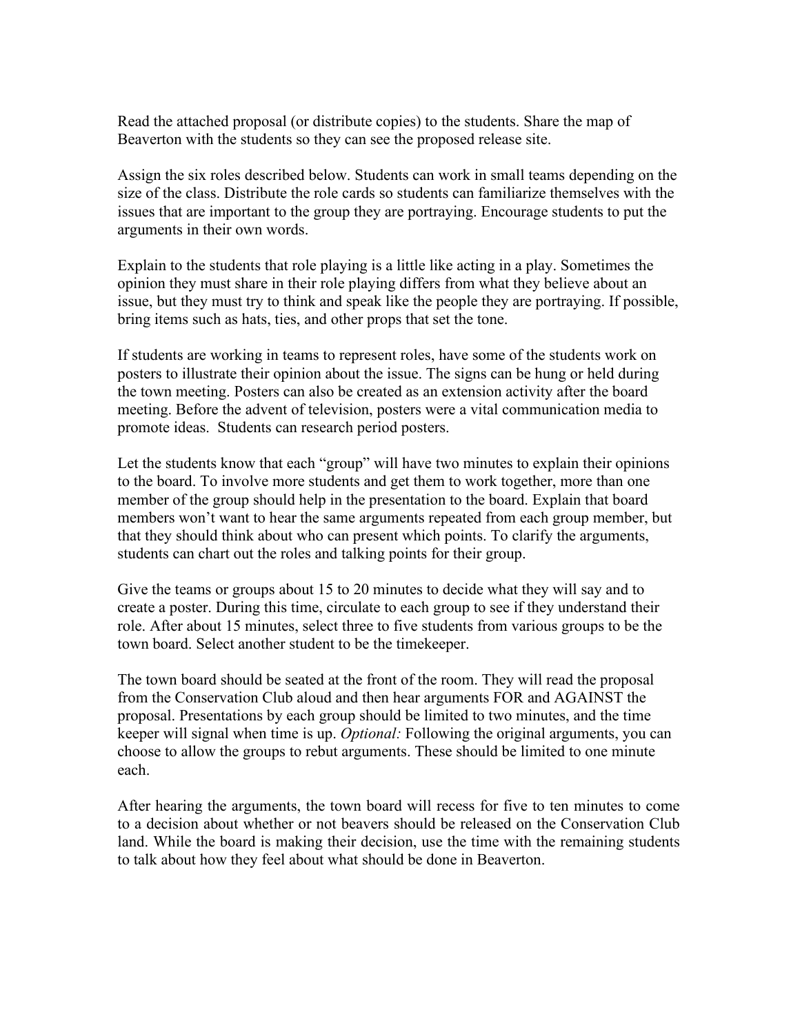Read the attached proposal (or distribute copies) to the students. Share the map of Beaverton with the students so they can see the proposed release site.

Assign the six roles described below. Students can work in small teams depending on the size of the class. Distribute the role cards so students can familiarize themselves with the issues that are important to the group they are portraying. Encourage students to put the arguments in their own words.

Explain to the students that role playing is a little like acting in a play. Sometimes the opinion they must share in their role playing differs from what they believe about an issue, but they must try to think and speak like the people they are portraying. If possible, bring items such as hats, ties, and other props that set the tone.

If students are working in teams to represent roles, have some of the students work on posters to illustrate their opinion about the issue. The signs can be hung or held during the town meeting. Posters can also be created as an extension activity after the board meeting. Before the advent of television, posters were a vital communication media to promote ideas. Students can research period posters.

Let the students know that each "group" will have two minutes to explain their opinions to the board. To involve more students and get them to work together, more than one member of the group should help in the presentation to the board. Explain that board members won't want to hear the same arguments repeated from each group member, but that they should think about who can present which points. To clarify the arguments, students can chart out the roles and talking points for their group.

Give the teams or groups about 15 to 20 minutes to decide what they will say and to create a poster. During this time, circulate to each group to see if they understand their role. After about 15 minutes, select three to five students from various groups to be the town board. Select another student to be the timekeeper.

The town board should be seated at the front of the room. They will read the proposal from the Conservation Club aloud and then hear arguments FOR and AGAINST the proposal. Presentations by each group should be limited to two minutes, and the time keeper will signal when time is up. *Optional:* Following the original arguments, you can choose to allow the groups to rebut arguments. These should be limited to one minute each.

After hearing the arguments, the town board will recess for five to ten minutes to come to a decision about whether or not beavers should be released on the Conservation Club land. While the board is making their decision, use the time with the remaining students to talk about how they feel about what should be done in Beaverton.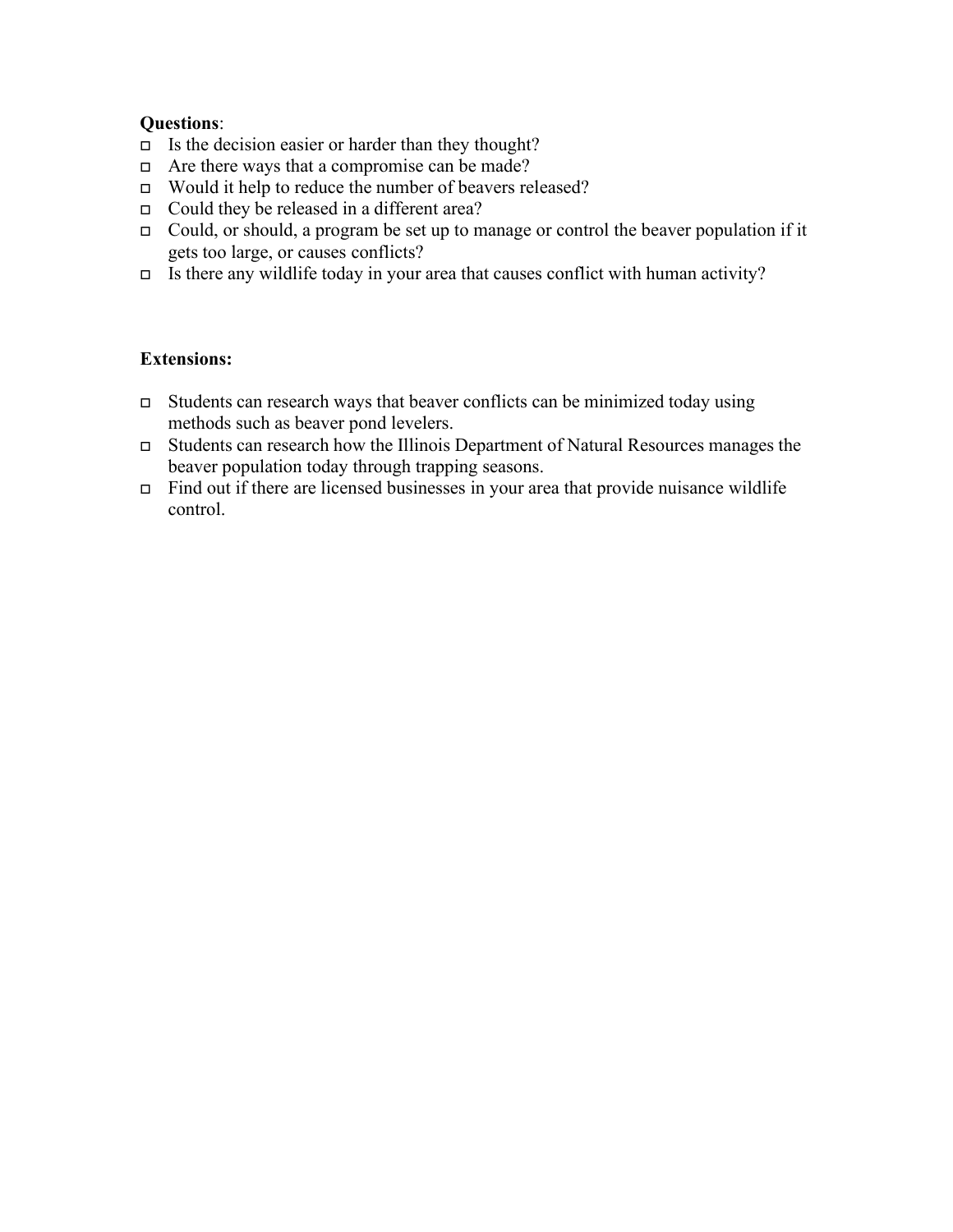**Questions**:

- Is the decision easier or harder than they thought?
- Are there ways that a compromise can be made?
- Would it help to reduce the number of beavers released?
- Could they be released in a different area?
- Could, or should, a program be set up to manage or control the beaver population if it gets too large, or causes conflicts?
- Is there any wildlife today in your area that causes conflict with human activity?

**Extensions:**

- Students can research ways that beaver conflicts can be minimized today using methods such as beaver pond levelers.
- Students can research how the Illinois Department of Natural Resources manages the beaver population today through trapping seasons.
- Find out if there are licensed businesses in your area that provide nuisance wildlife control.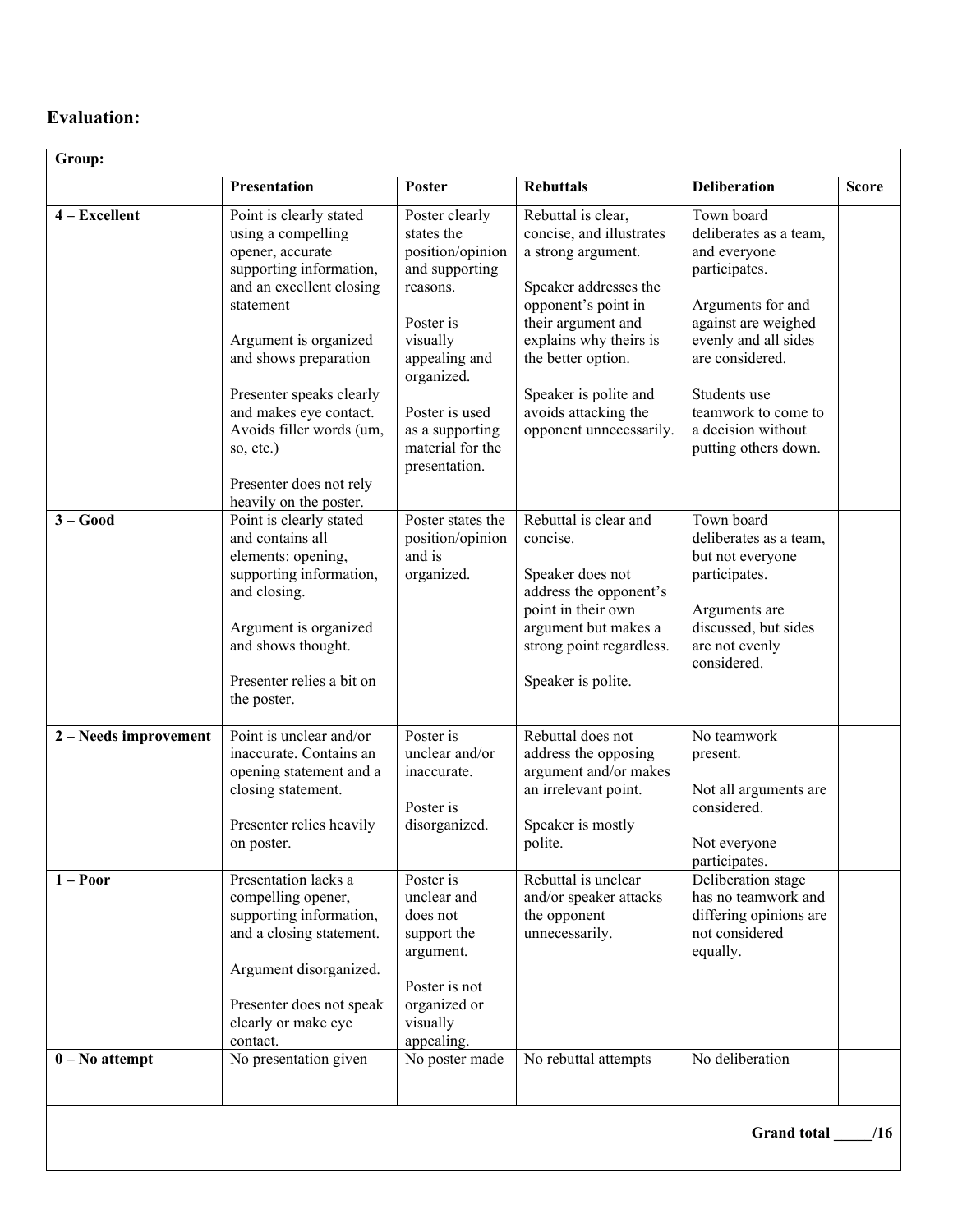## Evaluation:

| Group: | | | | | |
|---|---|---|---|---|---|
| | **Presentation** | **Poster** | **Rebuttals** | **Deliberation** | **Score** |
| **4 – Excellent** | Point is clearly stated using a compelling opener, accurate supporting information, and an excellent closing statement<br><br>Argument is organized and shows preparation<br><br>Presenter speaks clearly and makes eye contact. Avoids filler words (um, so, etc.)<br><br>Presenter does not rely heavily on the poster. | Poster clearly states the position/opinion and supporting reasons.<br><br>Poster is visually appealing and organized.<br><br>Poster is used as a supporting material for the presentation. | Rebuttal is clear, concise, and illustrates a strong argument.<br><br>Speaker addresses the opponent's point in their argument and explains why theirs is the better option.<br><br>Speaker is polite and avoids attacking the opponent unnecessarily. | Town board deliberates as a team, and everyone participates.<br><br>Arguments for and against are weighed evenly and all sides are considered.<br><br>Students use teamwork to come to a decision without putting others down. | |
| **3 – Good** | Point is clearly stated and contains all elements: opening, supporting information, and closing.<br><br>Argument is organized and shows thought.<br><br>Presenter relies a bit on the poster. | Poster states the position/opinion and is organized. | Rebuttal is clear and concise.<br><br>Speaker does not address the opponent's point in their own argument but makes a strong point regardless.<br><br>Speaker is polite. | Town board deliberates as a team, but not everyone participates.<br><br>Arguments are discussed, but sides are not evenly considered. | |
| **2 – Needs improvement** | Point is unclear and/or inaccurate. Contains an opening statement and a closing statement.<br><br>Presenter relies heavily on poster. | Poster is unclear and/or inaccurate.<br><br>Poster is disorganized. | Rebuttal does not address the opposing argument and/or makes an irrelevant point.<br><br>Speaker is mostly polite. | No teamwork present.<br><br>Not all arguments are considered.<br><br>Not everyone participates. | |
| **1 – Poor** | Presentation lacks a compelling opener, supporting information, and a closing statement.<br><br>Argument disorganized.<br><br>Presenter does not speak clearly or make eye contact. | Poster is unclear and does not support the argument.<br><br>Poster is not organized or visually appealing. | Rebuttal is unclear and/or speaker attacks the opponent unnecessarily. | Deliberation stage has no teamwork and differing opinions are not considered equally. | |
| **0 – No attempt** | No presentation given | No poster made | No rebuttal attempts | No deliberation | |
| | | | | | **Grand total \_\_\_\_\_/16** |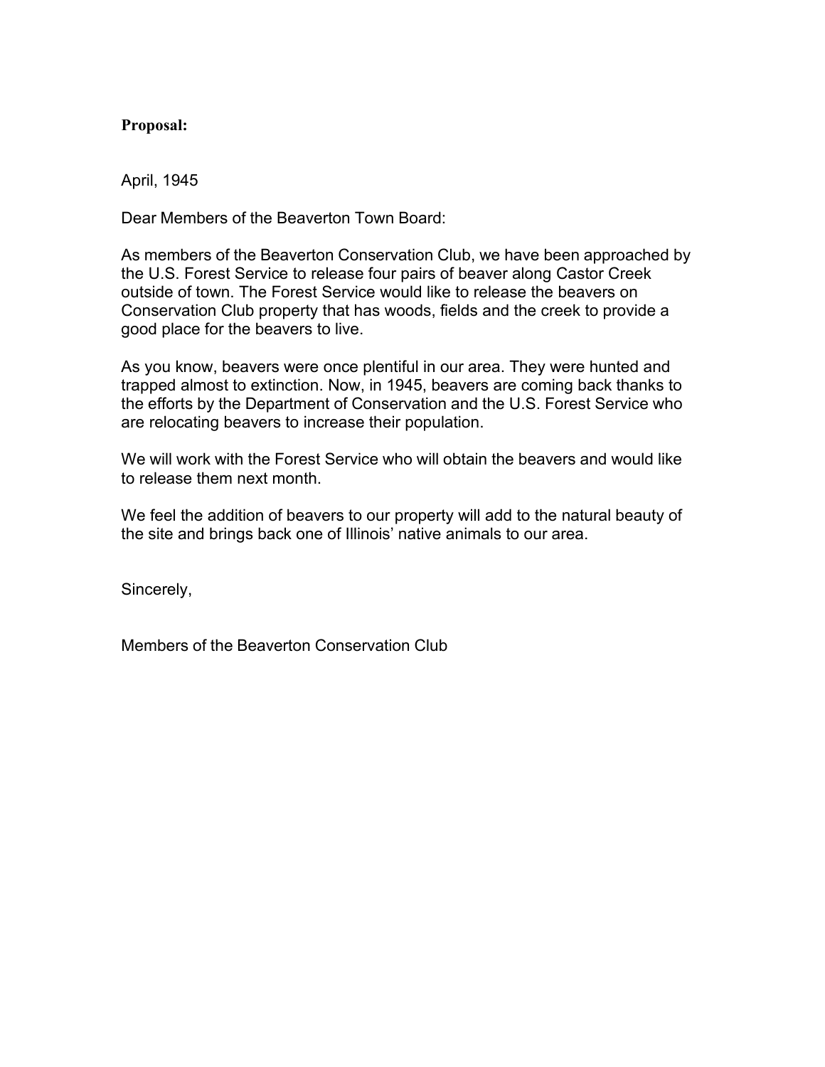**Proposal:**

April, 1945

Dear Members of the Beaverton Town Board:

As members of the Beaverton Conservation Club, we have been approached by the U.S. Forest Service to release four pairs of beaver along Castor Creek outside of town. The Forest Service would like to release the beavers on Conservation Club property that has woods, fields and the creek to provide a good place for the beavers to live.

As you know, beavers were once plentiful in our area. They were hunted and trapped almost to extinction. Now, in 1945, beavers are coming back thanks to the efforts by the Department of Conservation and the U.S. Forest Service who are relocating beavers to increase their population.

We will work with the Forest Service who will obtain the beavers and would like to release them next month.

We feel the addition of beavers to our property will add to the natural beauty of the site and brings back one of Illinois' native animals to our area.

Sincerely,

Members of the Beaverton Conservation Club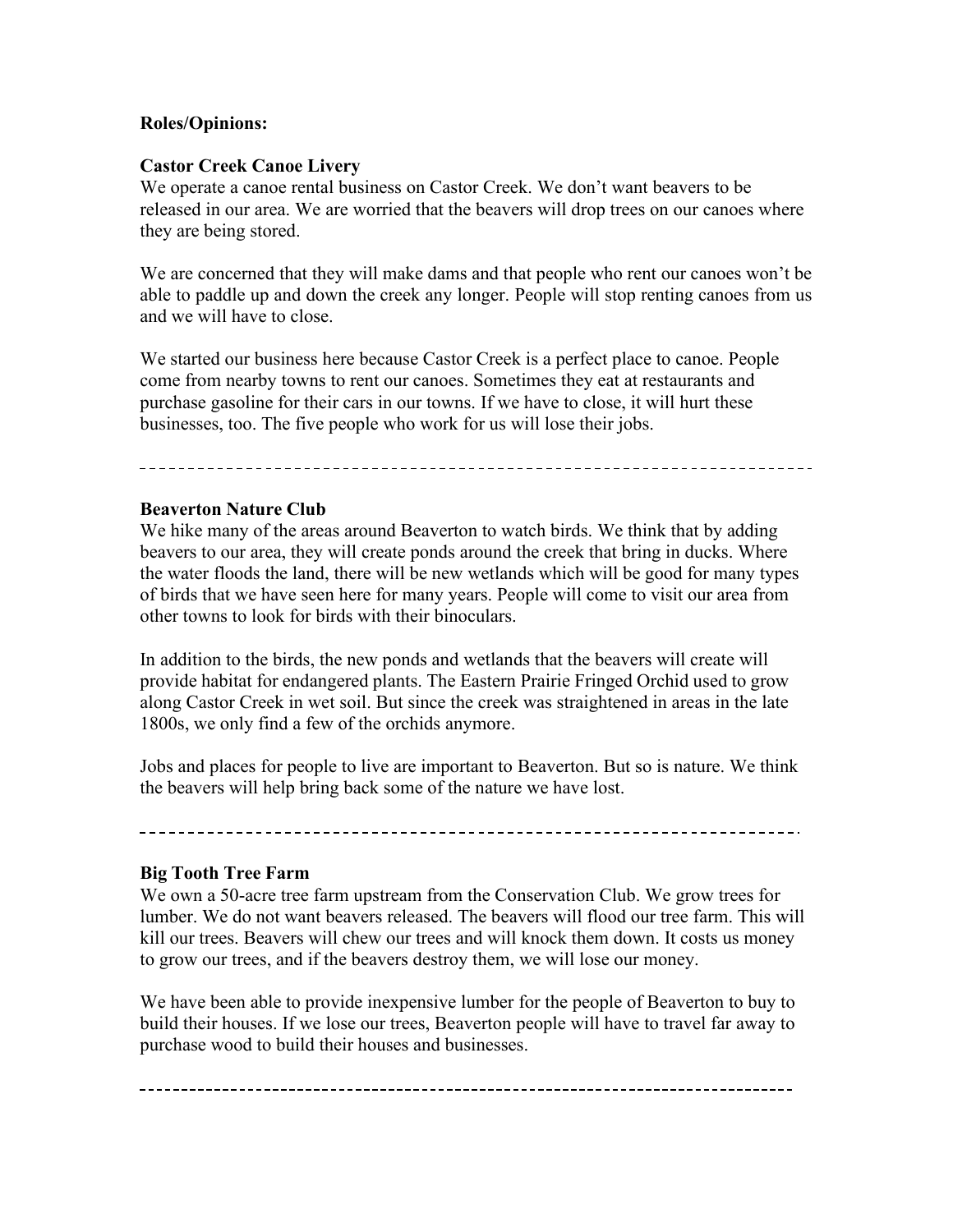**Roles/Opinions:**

**Castor Creek Canoe Livery**

We operate a canoe rental business on Castor Creek. We don't want beavers to be released in our area. We are worried that the beavers will drop trees on our canoes where they are being stored.

We are concerned that they will make dams and that people who rent our canoes won't be able to paddle up and down the creek any longer. People will stop renting canoes from us and we will have to close.

We started our business here because Castor Creek is a perfect place to canoe. People come from nearby towns to rent our canoes. Sometimes they eat at restaurants and purchase gasoline for their cars in our towns. If we have to close, it will hurt these businesses, too. The five people who work for us will lose their jobs.

---

**Beaverton Nature Club**

We hike many of the areas around Beaverton to watch birds. We think that by adding beavers to our area, they will create ponds around the creek that bring in ducks. Where the water floods the land, there will be new wetlands which will be good for many types of birds that we have seen here for many years. People will come to visit our area from other towns to look for birds with their binoculars.

In addition to the birds, the new ponds and wetlands that the beavers will create will provide habitat for endangered plants. The Eastern Prairie Fringed Orchid used to grow along Castor Creek in wet soil. But since the creek was straightened in areas in the late 1800s, we only find a few of the orchids anymore.

Jobs and places for people to live are important to Beaverton. But so is nature. We think the beavers will help bring back some of the nature we have lost.

---

**Big Tooth Tree Farm**

We own a 50-acre tree farm upstream from the Conservation Club. We grow trees for lumber. We do not want beavers released. The beavers will flood our tree farm. This will kill our trees. Beavers will chew our trees and will knock them down. It costs us money to grow our trees, and if the beavers destroy them, we will lose our money.

We have been able to provide inexpensive lumber for the people of Beaverton to buy to build their houses. If we lose our trees, Beaverton people will have to travel far away to purchase wood to build their houses and businesses.

---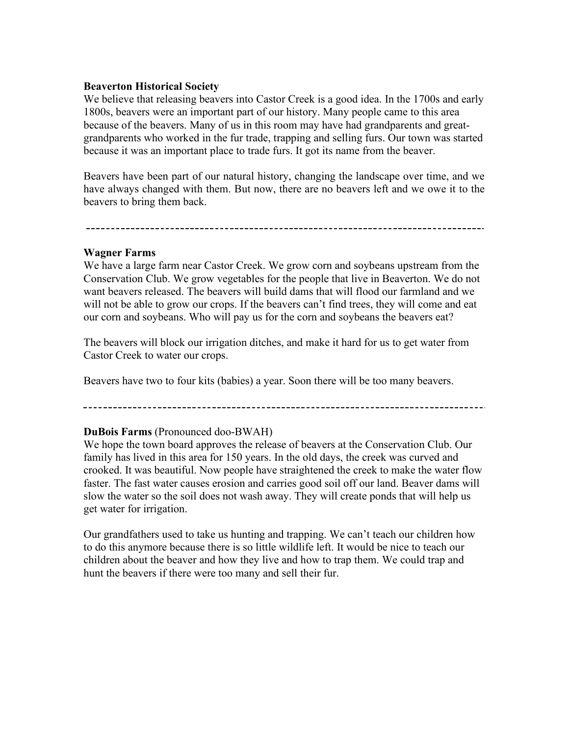**Beaverton Historical Society**

We believe that releasing beavers into Castor Creek is a good idea. In the 1700s and early 1800s, beavers were an important part of our history. Many people came to this area because of the beavers. Many of us in this room may have had grandparents and great-grandparents who worked in the fur trade, trapping and selling furs. Our town was started because it was an important place to trade furs. It got its name from the beaver.

Beavers have been part of our natural history, changing the landscape over time, and we have always changed with them. But now, there are no beavers left and we owe it to the beavers to bring them back.

---

**Wagner Farms**

We have a large farm near Castor Creek. We grow corn and soybeans upstream from the Conservation Club. We grow vegetables for the people that live in Beaverton. We do not want beavers released. The beavers will build dams that will flood our farmland and we will not be able to grow our crops. If the beavers can't find trees, they will come and eat our corn and soybeans. Who will pay us for the corn and soybeans the beavers eat?

The beavers will block our irrigation ditches, and make it hard for us to get water from Castor Creek to water our crops.

Beavers have two to four kits (babies) a year. Soon there will be too many beavers.

---

**DuBois Farms** (Pronounced doo-BWAH)

We hope the town board approves the release of beavers at the Conservation Club. Our family has lived in this area for 150 years. In the old days, the creek was curved and crooked. It was beautiful. Now people have straightened the creek to make the water flow faster. The fast water causes erosion and carries good soil off our land. Beaver dams will slow the water so the soil does not wash away. They will create ponds that will help us get water for irrigation.

Our grandfathers used to take us hunting and trapping. We can't teach our children how to do this anymore because there is so little wildlife left. It would be nice to teach our children about the beaver and how they live and how to trap them. We could trap and hunt the beavers if there were too many and sell their fur.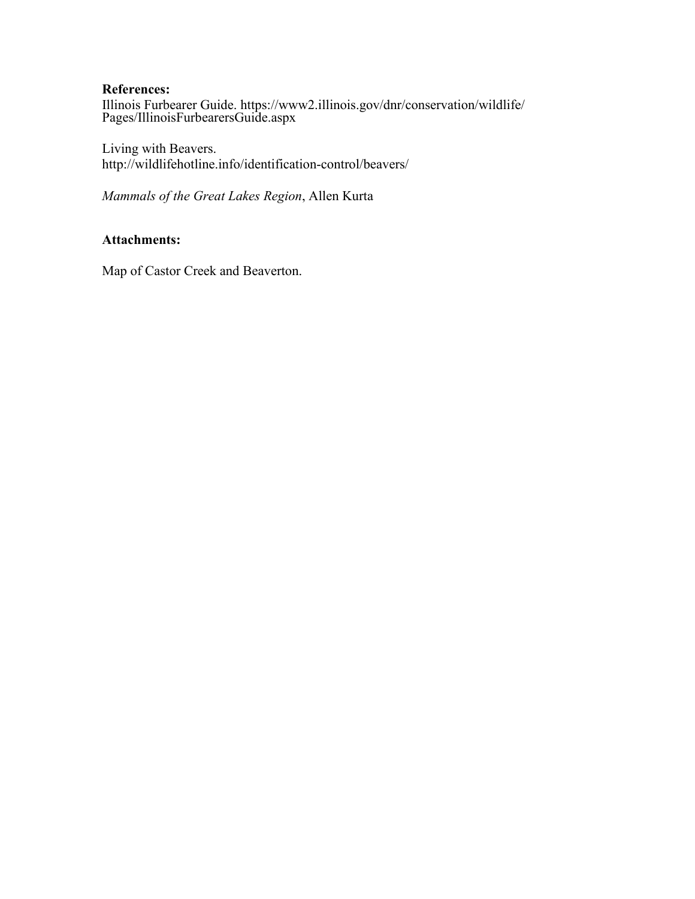**References:**

Illinois Furbearer Guide. https://www2.illinois.gov/dnr/conservation/wildlife/Pages/IllinoisFurbearersGuide.aspx

Living with Beavers.
http://wildlifehotline.info/identification-control/beavers/

*Mammals of the Great Lakes Region*, Allen Kurta

**Attachments:**

Map of Castor Creek and Beaverton.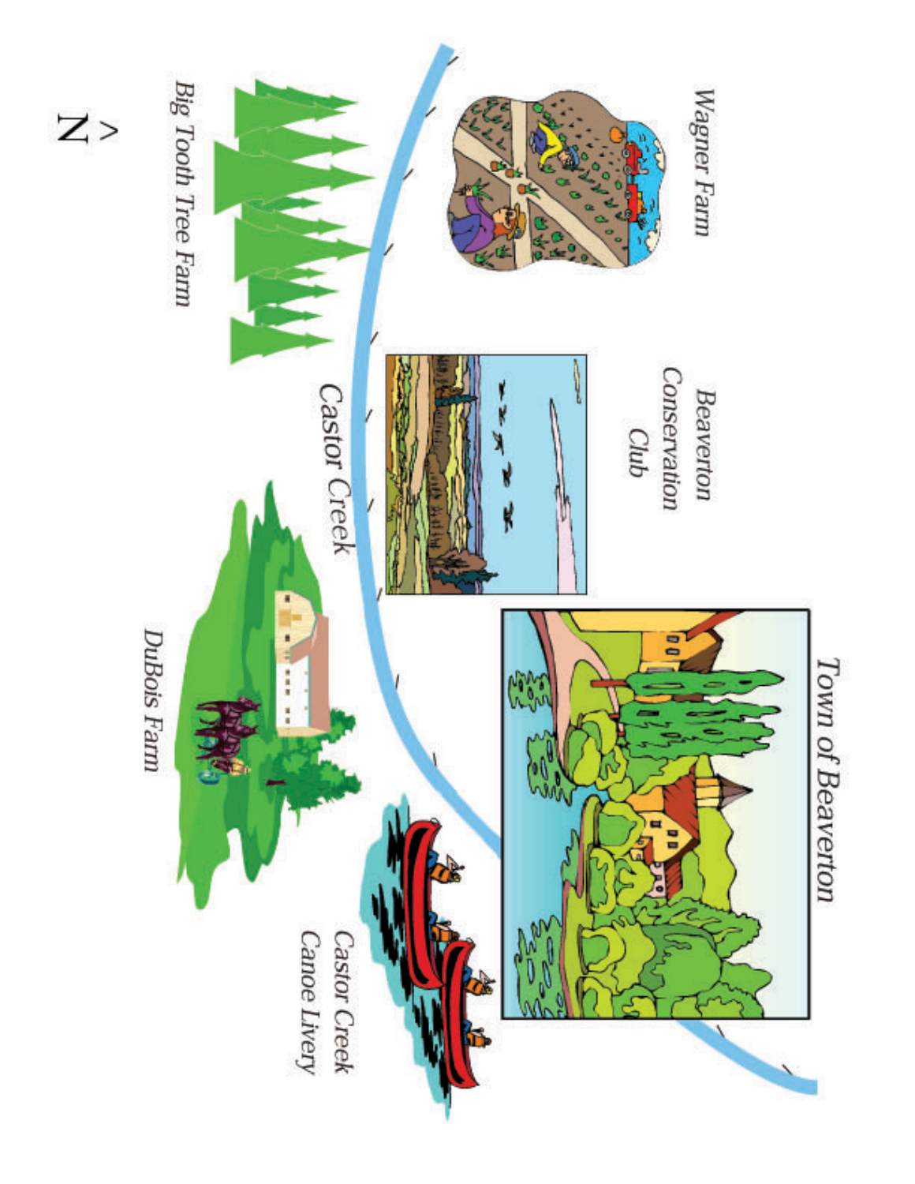Wagner Farm

Beaverton Conservation Club

Town of Beaverton

Big Tooth Tree Farm

Castor Creek

DuBois Farm

Castor Creek Canoe Livery

N